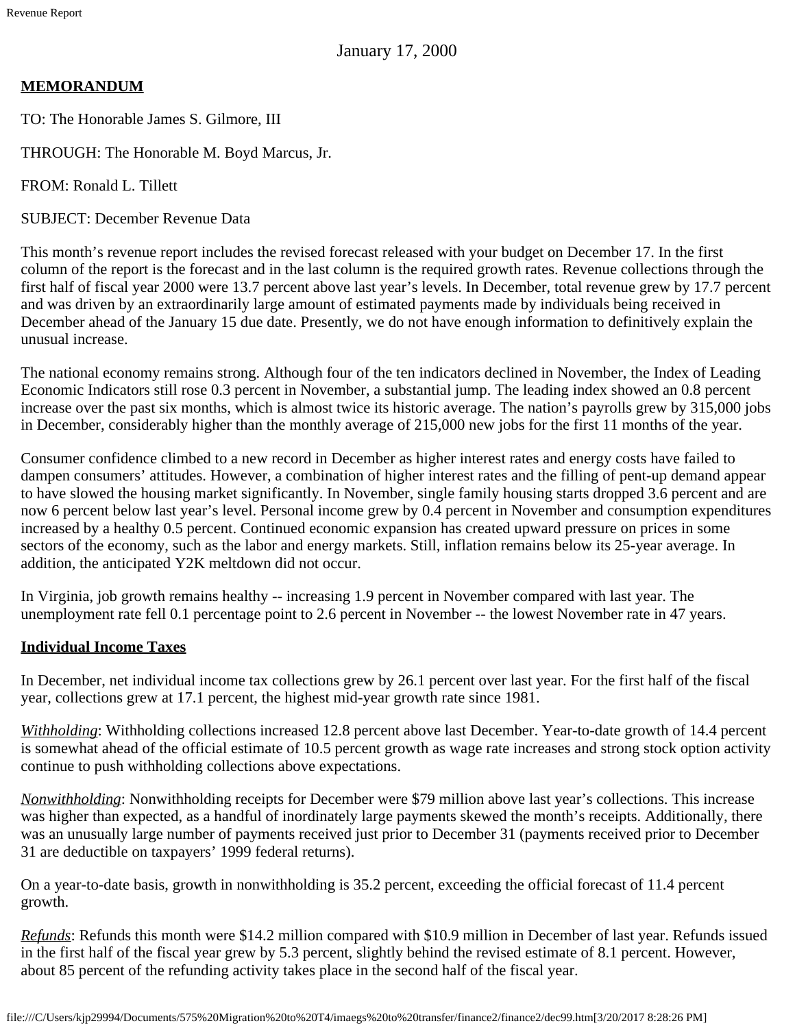January 17, 2000

**MEMORANDUM**

TO: The Honorable James S. Gilmore, III

THROUGH: The Honorable M. Boyd Marcus, Jr.

FROM: Ronald L. Tillett

SUBJECT: December Revenue Data

This month's revenue report includes the revised forecast released with your budget on December 17. In the first column of the report is the forecast and in the last column is the required growth rates. Revenue collections through the first half of fiscal year 2000 were 13.7 percent above last year's levels. In December, total revenue grew by 17.7 percent and was driven by an extraordinarily large amount of estimated payments made by individuals being received in December ahead of the January 15 due date. Presently, we do not have enough information to definitively explain the unusual increase.

The national economy remains strong. Although four of the ten indicators declined in November, the Index of Leading Economic Indicators still rose 0.3 percent in November, a substantial jump. The leading index showed an 0.8 percent increase over the past six months, which is almost twice its historic average. The nation's payrolls grew by 315,000 jobs in December, considerably higher than the monthly average of 215,000 new jobs for the first 11 months of the year.

Consumer confidence climbed to a new record in December as higher interest rates and energy costs have failed to dampen consumers' attitudes. However, a combination of higher interest rates and the filling of pent-up demand appear to have slowed the housing market significantly. In November, single family housing starts dropped 3.6 percent and are now 6 percent below last year's level. Personal income grew by 0.4 percent in November and consumption expenditures increased by a healthy 0.5 percent. Continued economic expansion has created upward pressure on prices in some sectors of the economy, such as the labor and energy markets. Still, inflation remains below its 25-year average. In addition, the anticipated Y2K meltdown did not occur.

In Virginia, job growth remains healthy -- increasing 1.9 percent in November compared with last year. The unemployment rate fell 0.1 percentage point to 2.6 percent in November -- the lowest November rate in 47 years.

**Individual Income Taxes**

In December, net individual income tax collections grew by 26.1 percent over last year. For the first half of the fiscal year, collections grew at 17.1 percent, the highest mid-year growth rate since 1981.

*Withholding*: Withholding collections increased 12.8 percent above last December. Year-to-date growth of 14.4 percent is somewhat ahead of the official estimate of 10.5 percent growth as wage rate increases and strong stock option activity continue to push withholding collections above expectations.

*Nonwithholding*: Nonwithholding receipts for December were $79 million above last year's collections. This increase was higher than expected, as a handful of inordinately large payments skewed the month's receipts. Additionally, there was an unusually large number of payments received just prior to December 31 (payments received prior to December 31 are deductible on taxpayers' 1999 federal returns).

On a year-to-date basis, growth in nonwithholding is 35.2 percent, exceeding the official forecast of 11.4 percent growth.

*Refunds*: Refunds this month were $14.2 million compared with $10.9 million in December of last year. Refunds issued in the first half of the fiscal year grew by 5.3 percent, slightly behind the revised estimate of 8.1 percent. However, about 85 percent of the refunding activity takes place in the second half of the fiscal year.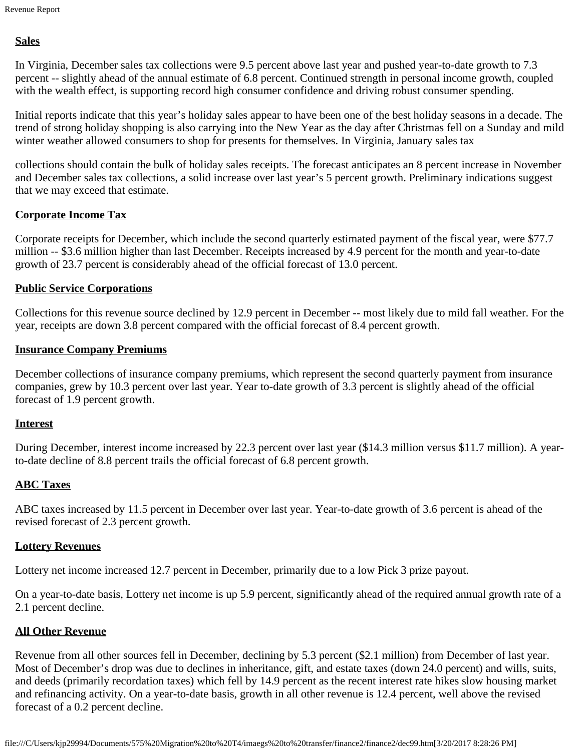**Sales**

In Virginia, December sales tax collections were 9.5 percent above last year and pushed year-to-date growth to 7.3 percent -- slightly ahead of the annual estimate of 6.8 percent. Continued strength in personal income growth, coupled with the wealth effect, is supporting record high consumer confidence and driving robust consumer spending.

Initial reports indicate that this year's holiday sales appear to have been one of the best holiday seasons in a decade. The trend of strong holiday shopping is also carrying into the New Year as the day after Christmas fell on a Sunday and mild winter weather allowed consumers to shop for presents for themselves. In Virginia, January sales tax

collections should contain the bulk of holiday sales receipts. The forecast anticipates an 8 percent increase in November and December sales tax collections, a solid increase over last year's 5 percent growth. Preliminary indications suggest that we may exceed that estimate.

**Corporate Income Tax**

Corporate receipts for December, which include the second quarterly estimated payment of the fiscal year, were $77.7 million -- $3.6 million higher than last December. Receipts increased by 4.9 percent for the month and year-to-date growth of 23.7 percent is considerably ahead of the official forecast of 13.0 percent.

**Public Service Corporations**

Collections for this revenue source declined by 12.9 percent in December -- most likely due to mild fall weather. For the year, receipts are down 3.8 percent compared with the official forecast of 8.4 percent growth.

**Insurance Company Premiums**

December collections of insurance company premiums, which represent the second quarterly payment from insurance companies, grew by 10.3 percent over last year. Year to-date growth of 3.3 percent is slightly ahead of the official forecast of 1.9 percent growth.

**Interest**

During December, interest income increased by 22.3 percent over last year ($14.3 million versus $11.7 million). A year-to-date decline of 8.8 percent trails the official forecast of 6.8 percent growth.

**ABC Taxes**

ABC taxes increased by 11.5 percent in December over last year. Year-to-date growth of 3.6 percent is ahead of the revised forecast of 2.3 percent growth.

**Lottery Revenues**

Lottery net income increased 12.7 percent in December, primarily due to a low Pick 3 prize payout.

On a year-to-date basis, Lottery net income is up 5.9 percent, significantly ahead of the required annual growth rate of a 2.1 percent decline.

**All Other Revenue**

Revenue from all other sources fell in December, declining by 5.3 percent ($2.1 million) from December of last year. Most of December's drop was due to declines in inheritance, gift, and estate taxes (down 24.0 percent) and wills, suits, and deeds (primarily recordation taxes) which fell by 14.9 percent as the recent interest rate hikes slow housing market and refinancing activity. On a year-to-date basis, growth in all other revenue is 12.4 percent, well above the revised forecast of a 0.2 percent decline.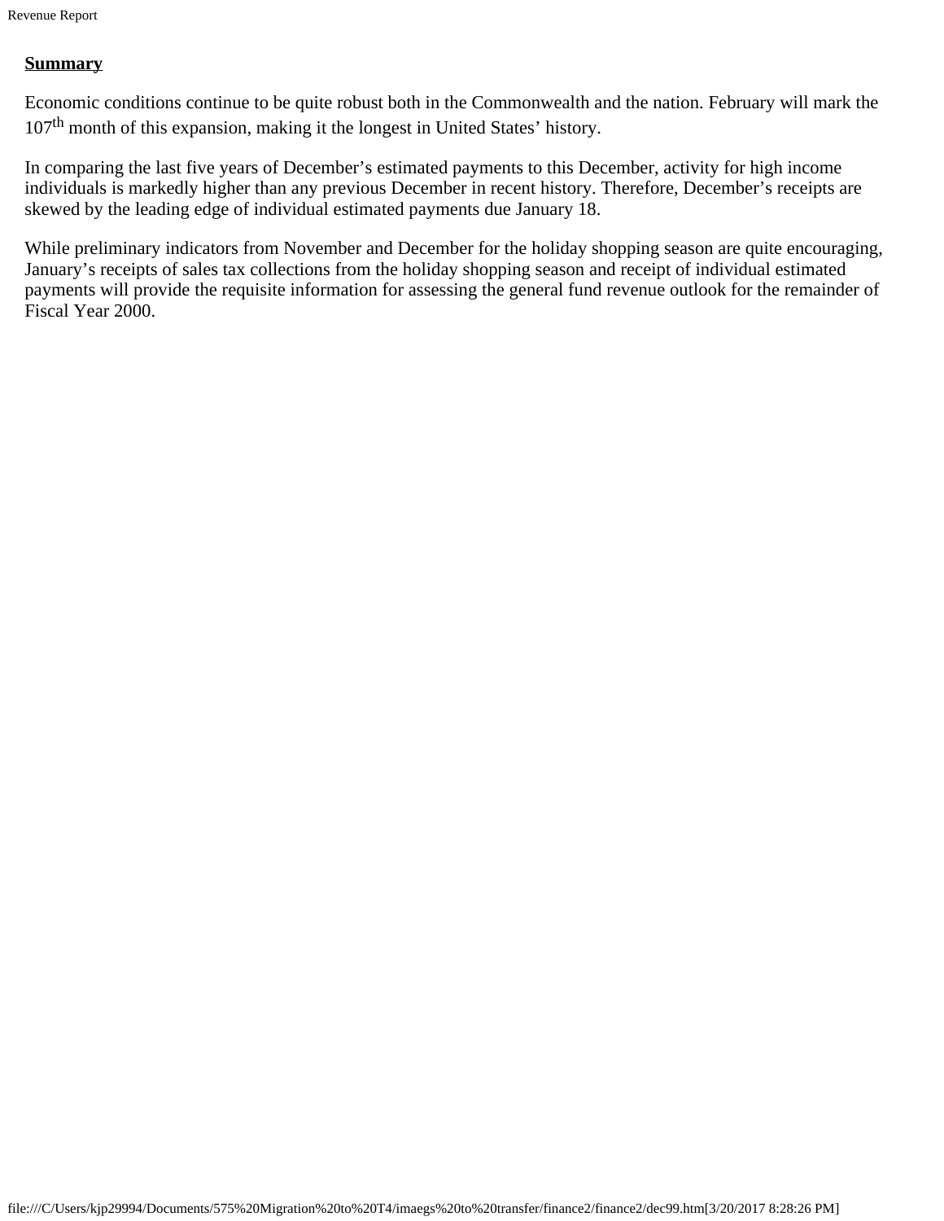**Summary**

Economic conditions continue to be quite robust both in the Commonwealth and the nation. February will mark the 107th month of this expansion, making it the longest in United States' history.

In comparing the last five years of December's estimated payments to this December, activity for high income individuals is markedly higher than any previous December in recent history. Therefore, December's receipts are skewed by the leading edge of individual estimated payments due January 18.

While preliminary indicators from November and December for the holiday shopping season are quite encouraging, January's receipts of sales tax collections from the holiday shopping season and receipt of individual estimated payments will provide the requisite information for assessing the general fund revenue outlook for the remainder of Fiscal Year 2000.